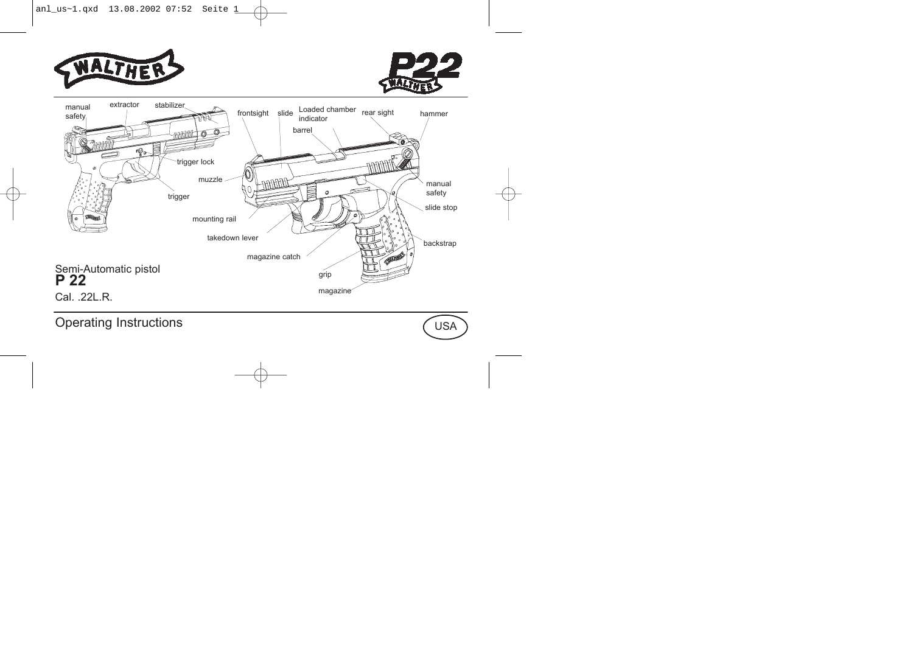# WALTHER P22

manual safety, extractor, stabilizer, trigger lock, trigger, frontsight, slide, Loaded chamber indicator, barrel, rear sight, hammer, muzzle, manual safety, slide stop, mounting rail, takedown lever, backstrap, magazine catch, grip, magazine

Semi-Automatic pistol
**P 22**
Cal. .22L.R.

## Operating Instructions

USA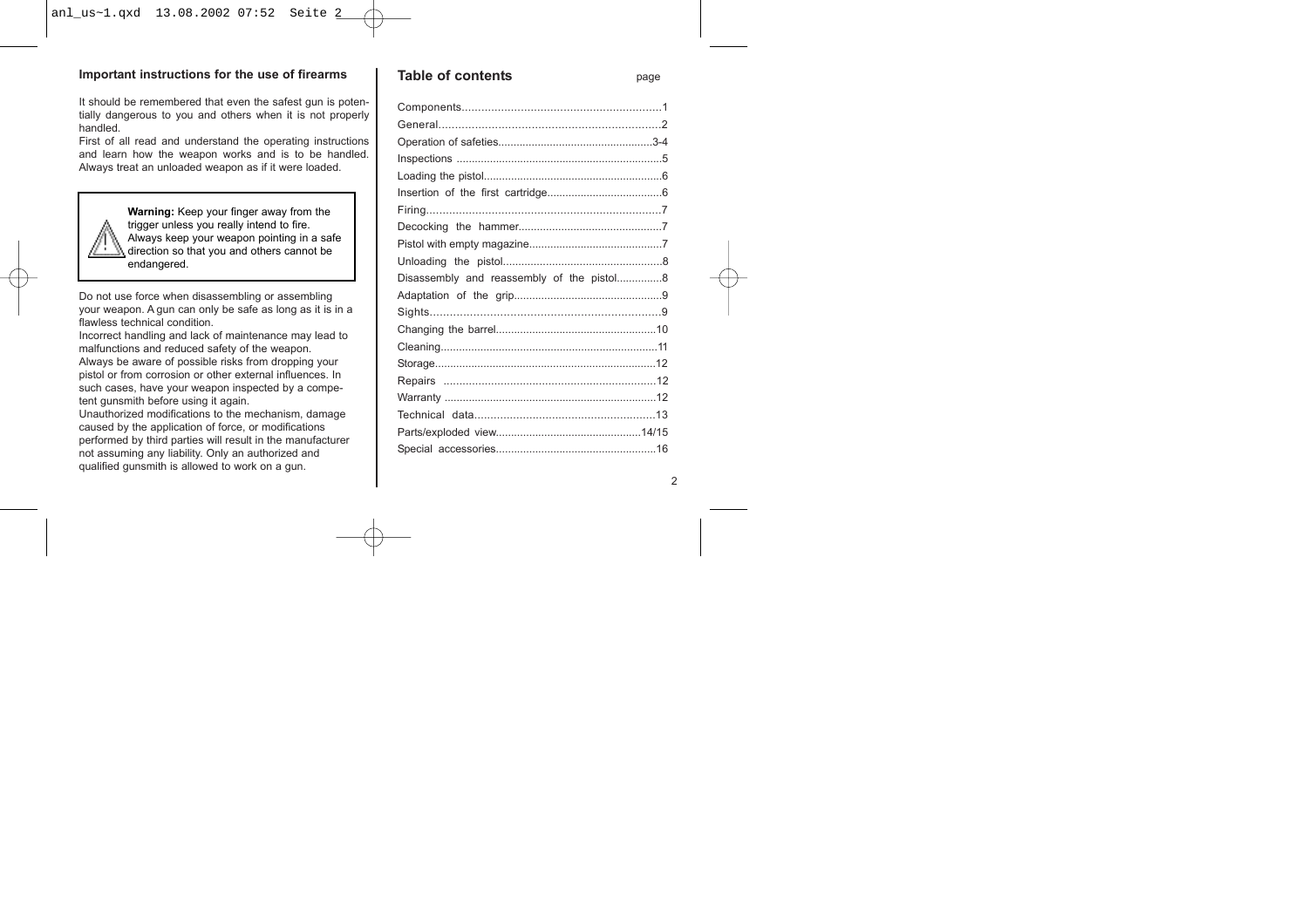## Important instructions for the use of firearms

It should be remembered that even the safest gun is potentially dangerous to you and others when it is not properly handled.
First of all read and understand the operating instructions and learn how the weapon works and is to be handled. Always treat an unloaded weapon as if it were loaded.

> **Warning:** Keep your finger away from the trigger unless you really intend to fire. Always keep your weapon pointing in a safe direction so that you and others cannot be endangered.

Do not use force when disassembling or assembling your weapon. A gun can only be safe as long as it is in a flawless technical condition.
Incorrect handling and lack of maintenance may lead to malfunctions and reduced safety of the weapon.
Always be aware of possible risks from dropping your pistol or from corrosion or other external influences. In such cases, have your weapon inspected by a competent gunsmith before using it again.
Unauthorized modifications to the mechanism, damage caused by the application of force, or modifications performed by third parties will result in the manufacturer not assuming any liability. Only an authorized and qualified gunsmith is allowed to work on a gun.

## Table of contents

| | page |
|---|---|
| Components | 1 |
| General | 2 |
| Operation of safeties | 3-4 |
| Inspections | 5 |
| Loading the pistol | 6 |
| Insertion of the first cartridge | 6 |
| Firing | 7 |
| Decocking the hammer | 7 |
| Pistol with empty magazine | 7 |
| Unloading the pistol | 8 |
| Disassembly and reassembly of the pistol | 8 |
| Adaptation of the grip | 9 |
| Sights | 9 |
| Changing the barrel | 10 |
| Cleaning | 11 |
| Storage | 12 |
| Repairs | 12 |
| Warranty | 12 |
| Technical data | 13 |
| Parts/exploded view | 14/15 |
| Special accessories | 16 |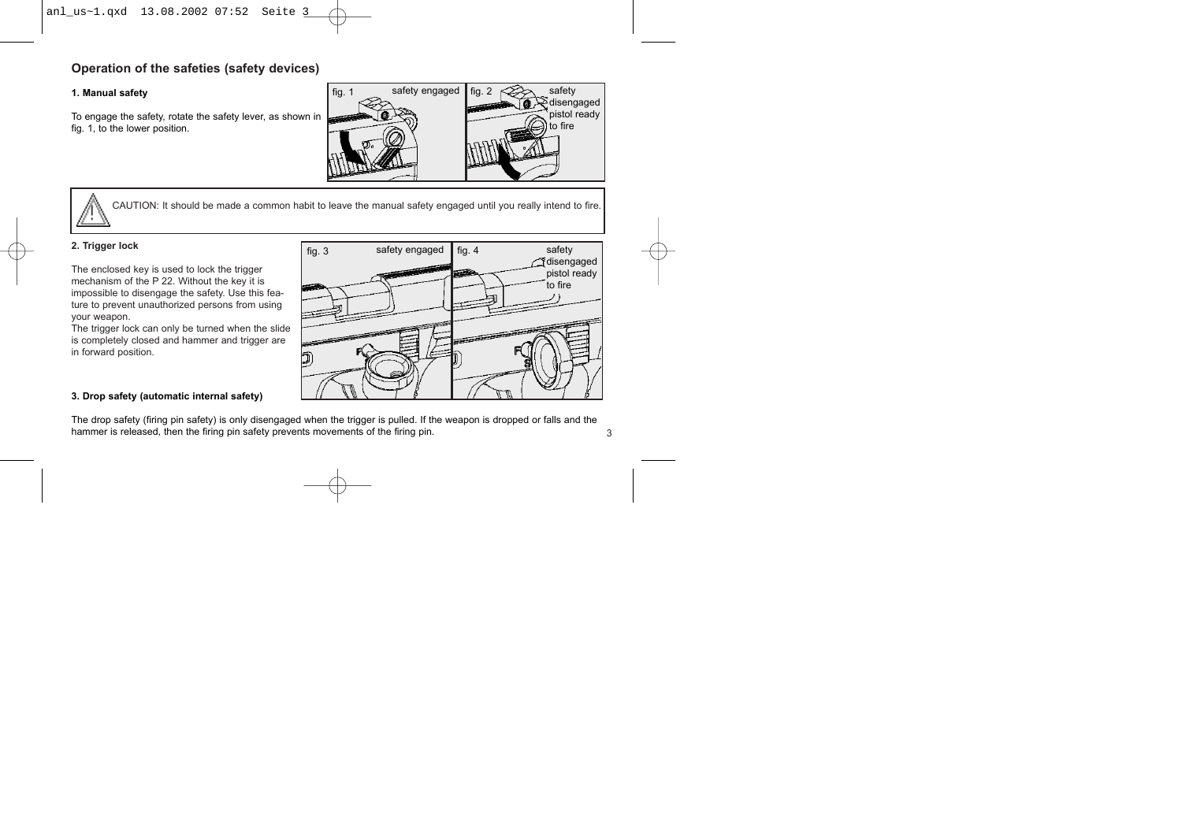## Operation of the safeties (safety devices)

### 1. Manual safety

To engage the safety, rotate the safety lever, as shown in fig. 1, to the lower position.

fig. 1 safety engaged

fig. 2 safety disengaged pistol ready to fire

CAUTION: It should be made a common habit to leave the manual safety engaged until you really intend to fire.

### 2. Trigger lock

The enclosed key is used to lock the trigger mechanism of the P 22. Without the key it is impossible to disengage the safety. Use this feature to prevent unauthorized persons from using your weapon.
The trigger lock can only be turned when the slide is completely closed and hammer and trigger are in forward position.

fig. 3 safety engaged

fig. 4 safety disengaged pistol ready to fire

### 3. Drop safety (automatic internal safety)

The drop safety (firing pin safety) is only disengaged when the trigger is pulled. If the weapon is dropped or falls and the hammer is released, then the firing pin safety prevents movements of the firing pin.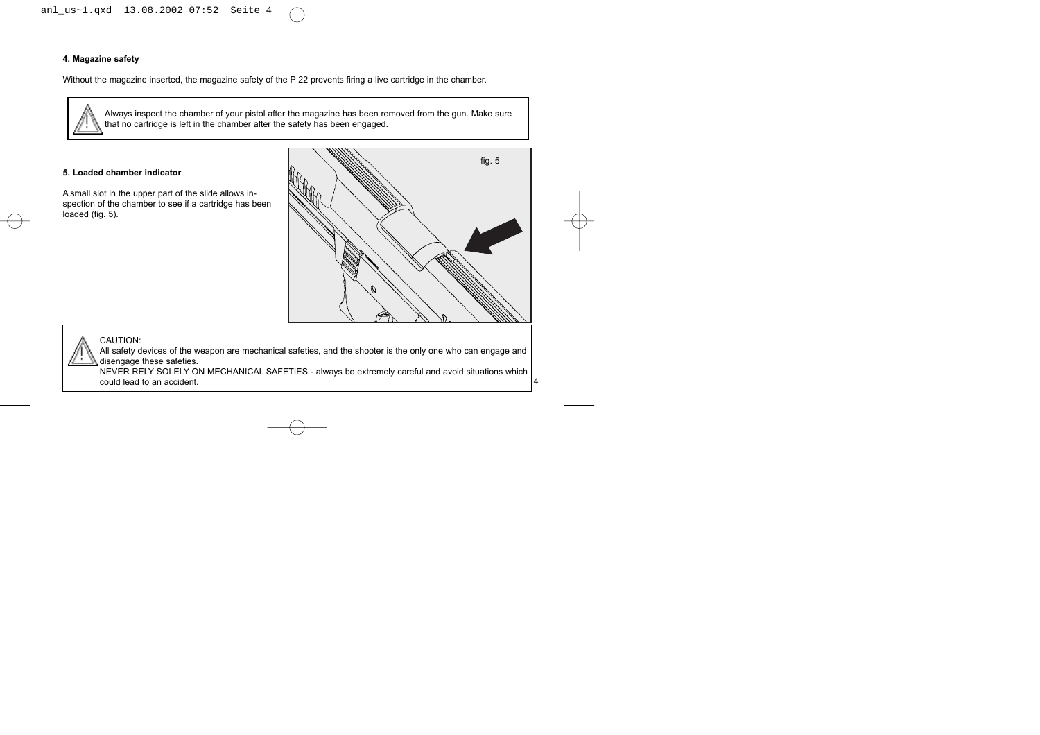#### 4. Magazine safety

Without the magazine inserted, the magazine safety of the P 22 prevents firing a live cartridge in the chamber.

> Always inspect the chamber of your pistol after the magazine has been removed from the gun. Make sure that no cartridge is left in the chamber after the safety has been engaged.

#### 5. Loaded chamber indicator

A small slot in the upper part of the slide allows inspection of the chamber to see if a cartridge has been loaded (fig. 5).

fig. 5

> CAUTION:
> All safety devices of the weapon are mechanical safeties, and the shooter is the only one who can engage and disengage these safeties.
> NEVER RELY SOLELY ON MECHANICAL SAFETIES - always be extremely careful and avoid situations which could lead to an accident.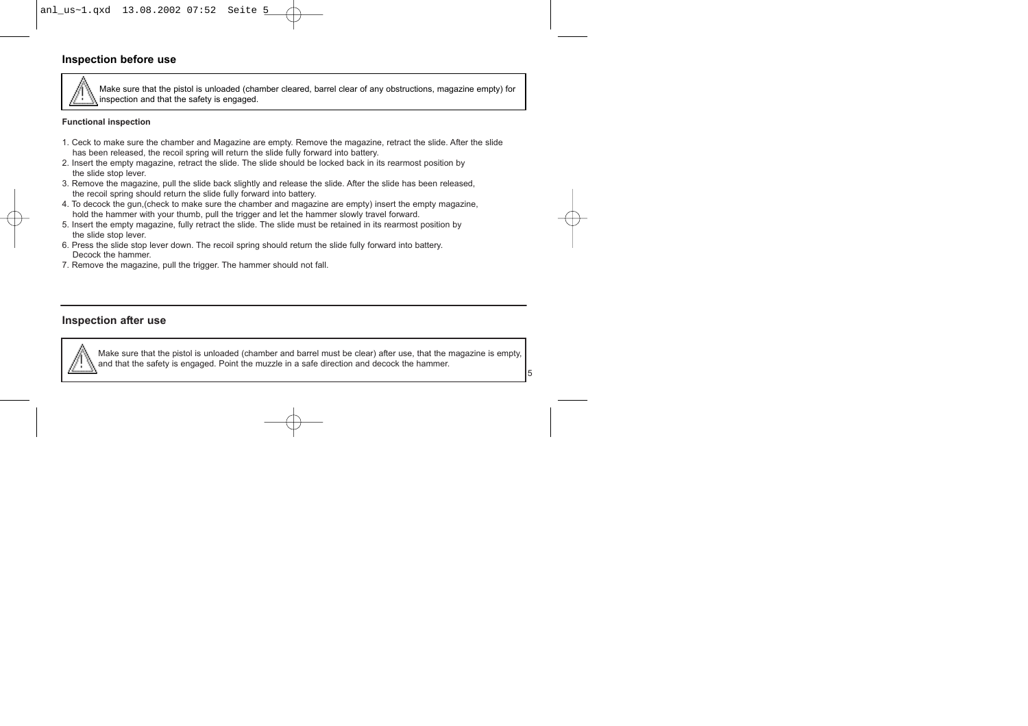## Inspection before use

> ⚠ Make sure that the pistol is unloaded (chamber cleared, barrel clear of any obstructions, magazine empty) for inspection and that the safety is engaged.

#### Functional inspection

1. Ceck to make sure the chamber and Magazine are empty. Remove the magazine, retract the slide. After the slide has been released, the recoil spring will return the slide fully forward into battery.
2. Insert the empty magazine, retract the slide. The slide should be locked back in its rearmost position by the slide stop lever.
3. Remove the magazine, pull the slide back slightly and release the slide. After the slide has been released, the recoil spring should return the slide fully forward into battery.
4. To decock the gun,(check to make sure the chamber and magazine are empty) insert the empty magazine, hold the hammer with your thumb, pull the trigger and let the hammer slowly travel forward.
5. Insert the empty magazine, fully retract the slide. The slide must be retained in its rearmost position by the slide stop lever.
6. Press the slide stop lever down. The recoil spring should return the slide fully forward into battery. Decock the hammer.
7. Remove the magazine, pull the trigger. The hammer should not fall.

---

## Inspection after use

> ⚠ Make sure that the pistol is unloaded (chamber and barrel must be clear) after use, that the magazine is empty, and that the safety is engaged. Point the muzzle in a safe direction and decock the hammer.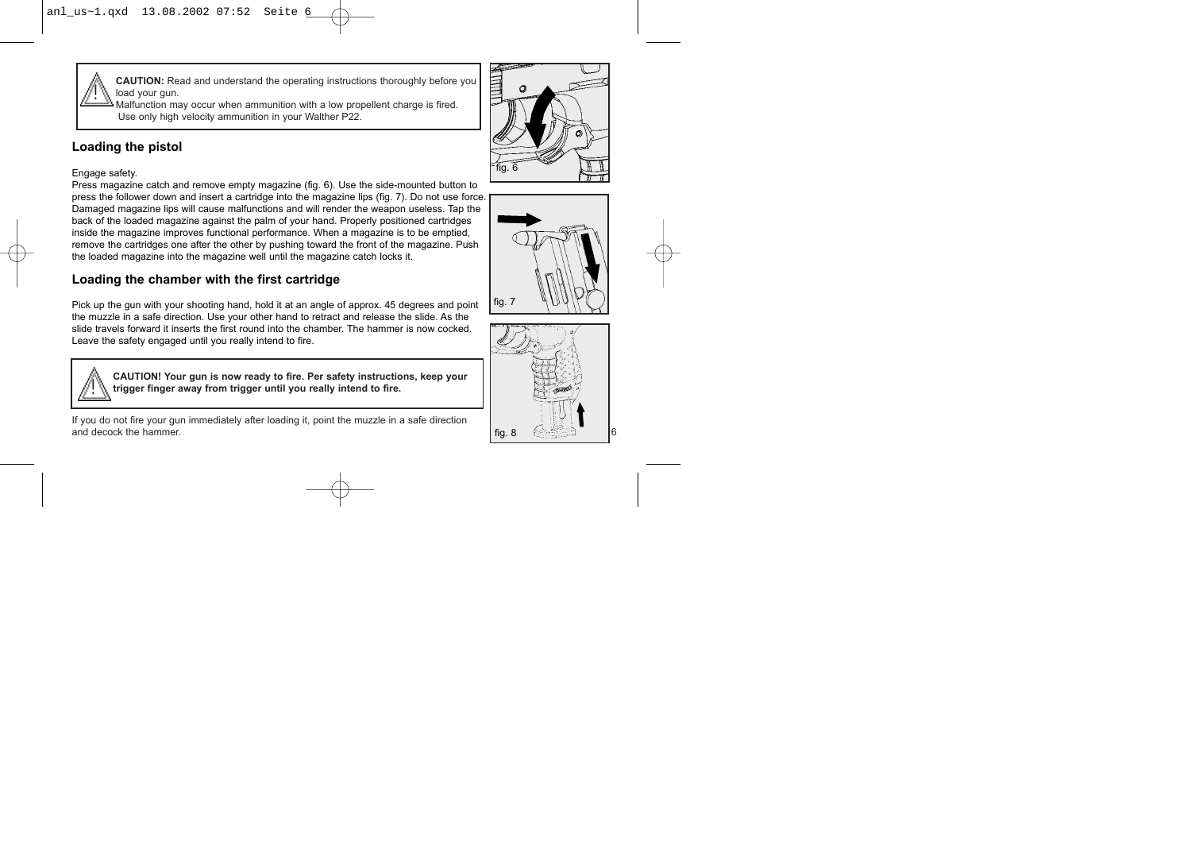**CAUTION:** Read and understand the operating instructions thoroughly before you load your gun.
Malfunction may occur when ammunition with a low propellent charge is fired.
Use only high velocity ammunition in your Walther P22.

## Loading the pistol

Engage safety.
Press magazine catch and remove empty magazine (fig. 6). Use the side-mounted button to press the follower down and insert a cartridge into the magazine lips (fig. 7). Do not use force. Damaged magazine lips will cause malfunctions and will render the weapon useless. Tap the back of the loaded magazine against the palm of your hand. Properly positioned cartridges inside the magazine improves functional performance. When a magazine is to be emptied, remove the cartridges one after the other by pushing toward the front of the magazine. Push the loaded magazine into the magazine well until the magazine catch locks it.

## Loading the chamber with the first cartridge

Pick up the gun with your shooting hand, hold it at an angle of approx. 45 degrees and point the muzzle in a safe direction. Use your other hand to retract and release the slide. As the slide travels forward it inserts the first round into the chamber. The hammer is now cocked. Leave the safety engaged until you really intend to fire.

**CAUTION! Your gun is now ready to fire. Per safety instructions, keep your trigger finger away from trigger until you really intend to fire.**

If you do not fire your gun immediately after loading it, point the muzzle in a safe direction and decock the hammer.

fig. 6

fig. 7

fig. 8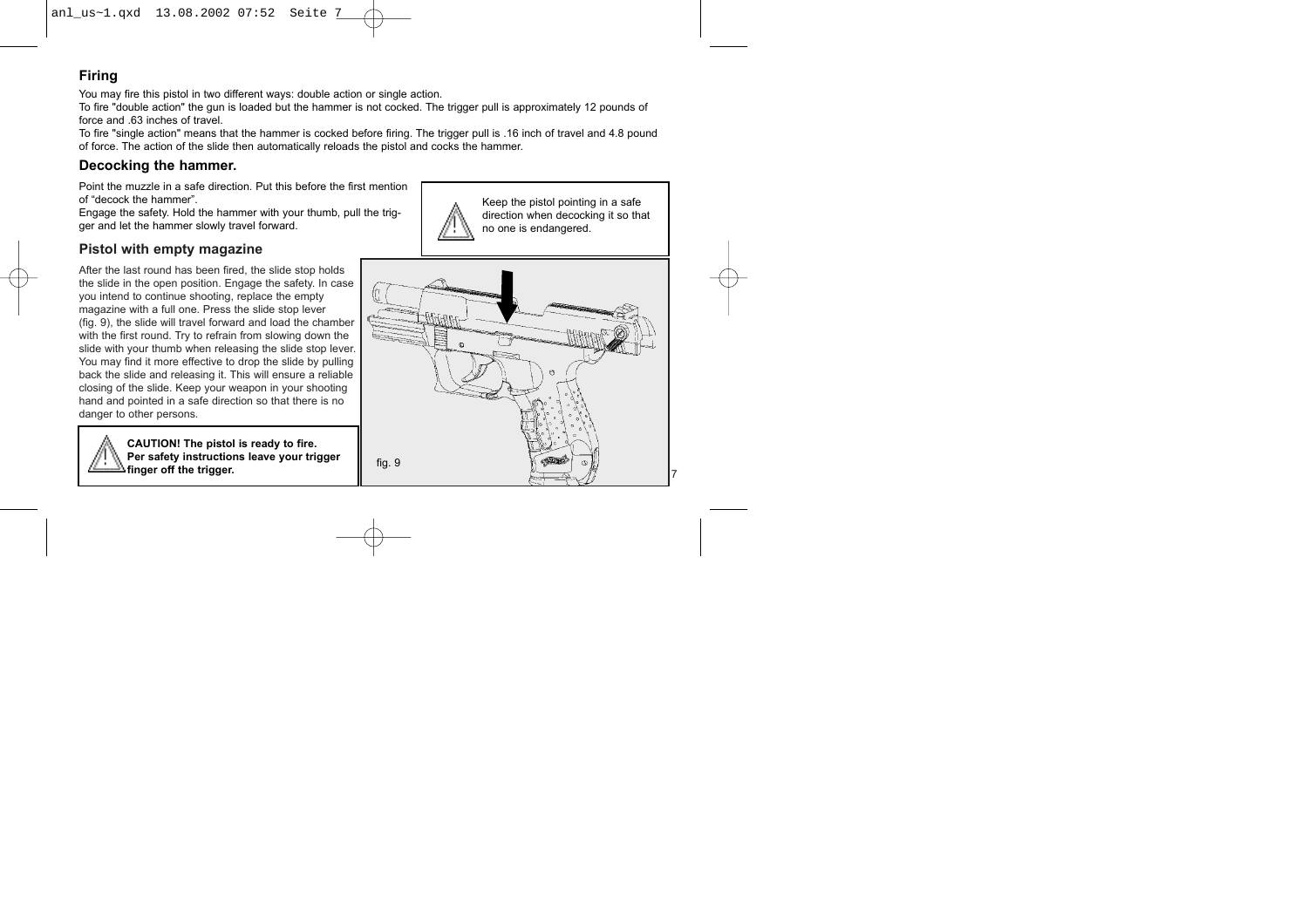## Firing

You may fire this pistol in two different ways: double action or single action.
To fire "double action" the gun is loaded but the hammer is not cocked. The trigger pull is approximately 12 pounds of force and .63 inches of travel.
To fire "single action" means that the hammer is cocked before firing. The trigger pull is .16 inch of travel and 4.8 pound of force. The action of the slide then automatically reloads the pistol and cocks the hammer.

## Decocking the hammer.

Point the muzzle in a safe direction. Put this before the first mention of “decock the hammer”.
Engage the safety. Hold the hammer with your thumb, pull the trigger and let the hammer slowly travel forward.

> ⚠ Keep the pistol pointing in a safe direction when decocking it so that no one is endangered.

## Pistol with empty magazine

After the last round has been fired, the slide stop holds the slide in the open position. Engage the safety. In case you intend to continue shooting, replace the empty magazine with a full one. Press the slide stop lever (fig. 9), the slide will travel forward and load the chamber with the first round. Try to refrain from slowing down the slide with your thumb when releasing the slide stop lever. You may find it more effective to drop the slide by pulling back the slide and releasing it. This will ensure a reliable closing of the slide. Keep your weapon in your shooting hand and pointed in a safe direction so that there is no danger to other persons.

> ⚠ **CAUTION! The pistol is ready to fire. Per safety instructions leave your trigger finger off the trigger.**

fig. 9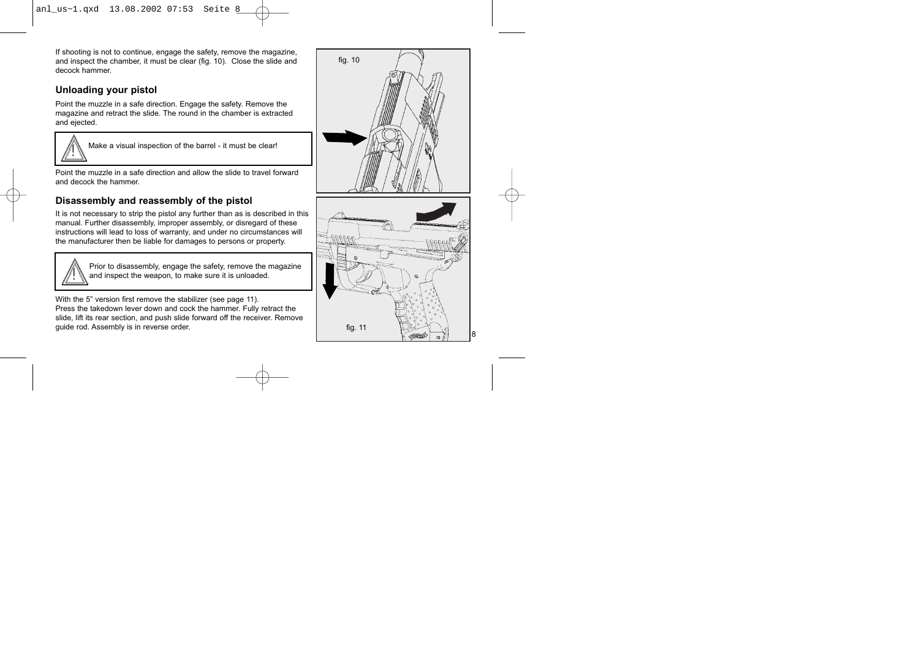If shooting is not to continue, engage the safety, remove the magazine, and inspect the chamber, it must be clear (fig. 10). Close the slide and decock hammer.

## Unloading your pistol

Point the muzzle in a safe direction. Engage the safety. Remove the magazine and retract the slide. The round in the chamber is extracted and ejected.

> Make a visual inspection of the barrel - it must be clear!

Point the muzzle in a safe direction and allow the slide to travel forward and decock the hammer.

## Disassembly and reassembly of the pistol

It is not necessary to strip the pistol any further than as is described in this manual. Further disassembly, improper assembly, or disregard of these instructions will lead to loss of warranty, and under no circumstances will the manufacturer then be liable for damages to persons or property.

> Prior to disassembly, engage the safety, remove the magazine and inspect the weapon, to make sure it is unloaded.

With the 5" version first remove the stabilizer (see page 11).
Press the takedown lever down and cock the hammer. Fully retract the slide, lift its rear section, and push slide forward off the receiver. Remove guide rod. Assembly is in reverse order.

fig. 10

fig. 11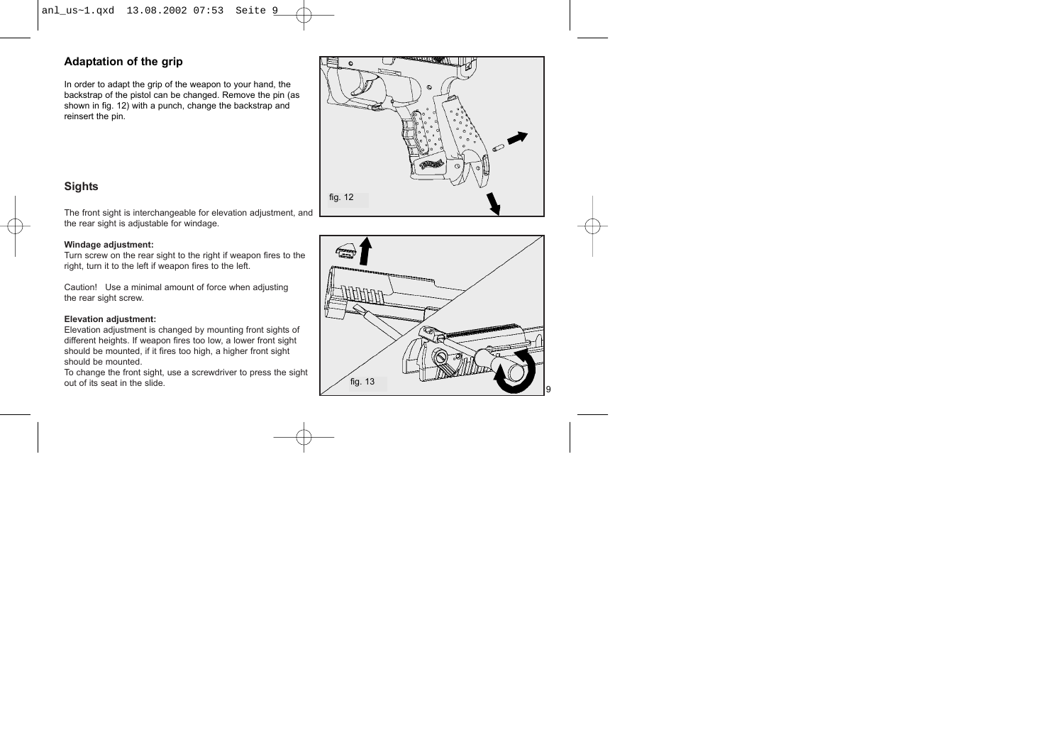## Adaptation of the grip

In order to adapt the grip of the weapon to your hand, the backstrap of the pistol can be changed. Remove the pin (as shown in fig. 12) with a punch, change the backstrap and reinsert the pin.

fig. 12

## Sights

The front sight is interchangeable for elevation adjustment, and the rear sight is adjustable for windage.

**Windage adjustment:**
Turn screw on the rear sight to the right if weapon fires to the right, turn it to the left if weapon fires to the left.

Caution!  Use a minimal amount of force when adjusting the rear sight screw.

**Elevation adjustment:**
Elevation adjustment is changed by mounting front sights of different heights. If weapon fires too low, a lower front sight should be mounted, if it fires too high, a higher front sight should be mounted.
To change the front sight, use a screwdriver to press the sight out of its seat in the slide.

fig. 13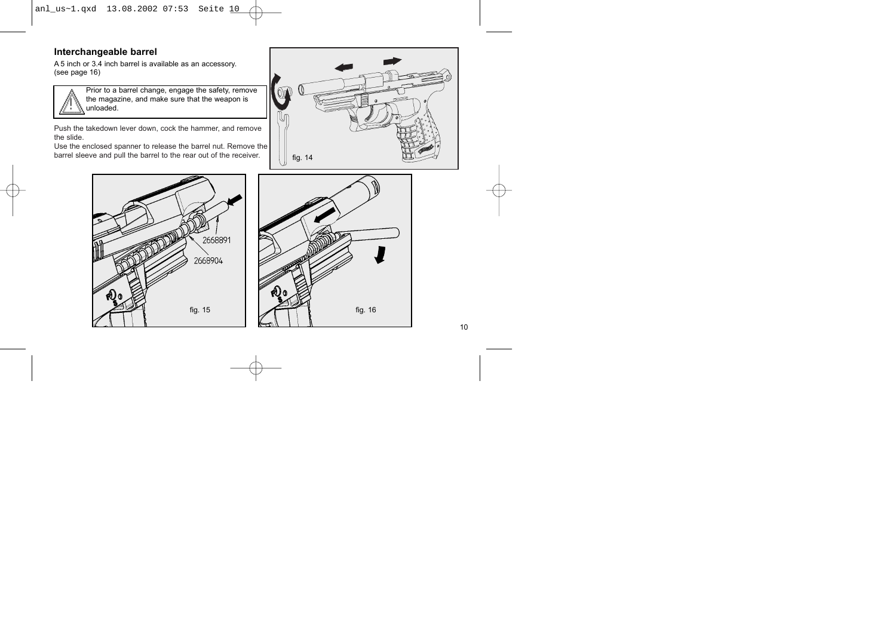## Interchangeable barrel

A 5 inch or 3.4 inch barrel is available as an accessory.
(see page 16)

> ⚠ Prior to a barrel change, engage the safety, remove the magazine, and make sure that the weapon is unloaded.

Push the takedown lever down, cock the hammer, and remove the slide.
Use the enclosed spanner to release the barrel nut. Remove the barrel sleeve and pull the barrel to the rear out of the receiver.

fig. 14

2668891

2668904

fig. 15

fig. 16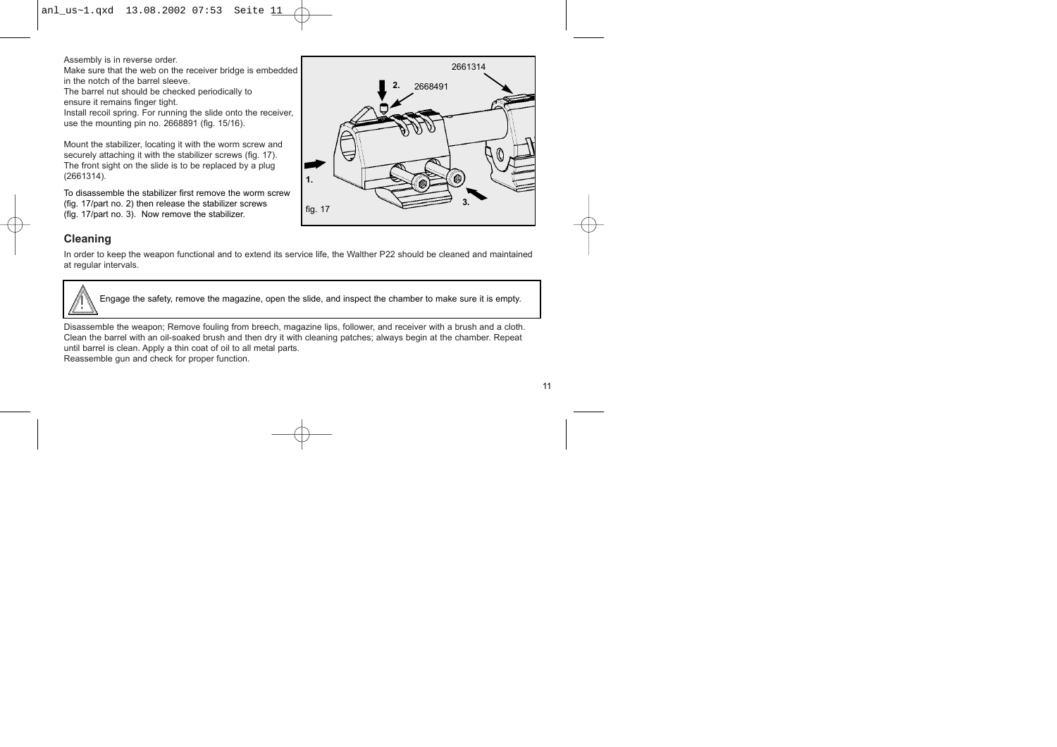Assembly is in reverse order.
Make sure that the web on the receiver bridge is embedded in the notch of the barrel sleeve.
The barrel nut should be checked periodically to ensure it remains finger tight.
Install recoil spring. For running the slide onto the receiver, use the mounting pin no. 2668891 (fig. 15/16).

Mount the stabilizer, locating it with the worm screw and securely attaching it with the stabilizer screws (fig. 17).
The front sight on the slide is to be replaced by a plug (2661314).

To disassemble the stabilizer first remove the worm screw (fig. 17/part no. 2) then release the stabilizer screws (fig. 17/part no. 3). Now remove the stabilizer.

fig. 17

## Cleaning

In order to keep the weapon functional and to extend its service life, the Walther P22 should be cleaned and maintained at regular intervals.

> ⚠ Engage the safety, remove the magazine, open the slide, and inspect the chamber to make sure it is empty.

Disassemble the weapon; Remove fouling from breech, magazine lips, follower, and receiver with a brush and a cloth. Clean the barrel with an oil-soaked brush and then dry it with cleaning patches; always begin at the chamber. Repeat until barrel is clean. Apply a thin coat of oil to all metal parts.
Reassemble gun and check for proper function.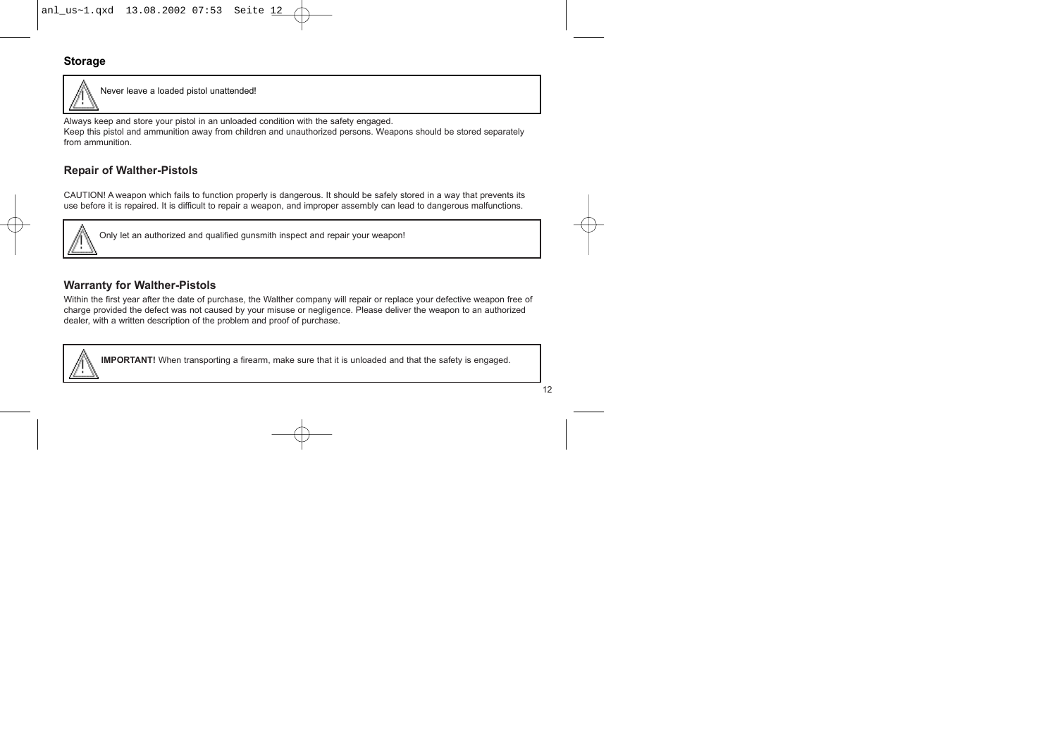## Storage

> Never leave a loaded pistol unattended!

Always keep and store your pistol in an unloaded condition with the safety engaged.
Keep this pistol and ammunition away from children and unauthorized persons. Weapons should be stored separately from ammunition.

## Repair of Walther-Pistols

CAUTION! A weapon which fails to function properly is dangerous. It should be safely stored in a way that prevents its use before it is repaired. It is difficult to repair a weapon, and improper assembly can lead to dangerous malfunctions.

> Only let an authorized and qualified gunsmith inspect and repair your weapon!

## Warranty for Walther-Pistols

Within the first year after the date of purchase, the Walther company will repair or replace your defective weapon free of charge provided the defect was not caused by your misuse or negligence. Please deliver the weapon to an authorized dealer, with a written description of the problem and proof of purchase.

> **IMPORTANT!** When transporting a firearm, make sure that it is unloaded and that the safety is engaged.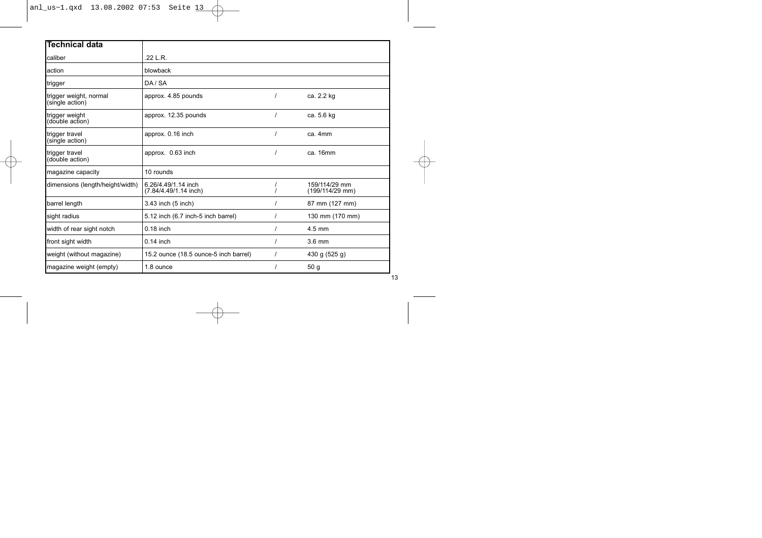| Technical data | | | |
|---|---|---|---|
| caliber | .22 L.R. | | |
| action | blowback | | |
| trigger | DA / SA | | |
| trigger weight, normal (single action) | approx. 4.85 pounds | / | ca. 2.2 kg |
| trigger weight (double action) | approx. 12.35 pounds | / | ca. 5.6 kg |
| trigger travel (single action) | approx. 0.16 inch | / | ca. 4mm |
| trigger travel (double action) | approx. 0.63 inch | / | ca. 16mm |
| magazine capacity | 10 rounds | | |
| dimensions (length/height/width) | 6.26/4.49/1.14 inch (7.84/4.49/1.14 inch) | / / | 159/114/29 mm (199/114/29 mm) |
| barrel length | 3.43 inch (5 inch) | / | 87 mm (127 mm) |
| sight radius | 5.12 inch (6.7 inch-5 inch barrel) | / | 130 mm (170 mm) |
| width of rear sight notch | 0.18 inch | / | 4.5 mm |
| front sight width | 0.14 inch | / | 3.6 mm |
| weight (without magazine) | 15.2 ounce (18.5 ounce-5 inch barrel) | / | 430 g (525 g) |
| magazine weight (empty) | 1.8 ounce | / | 50 g |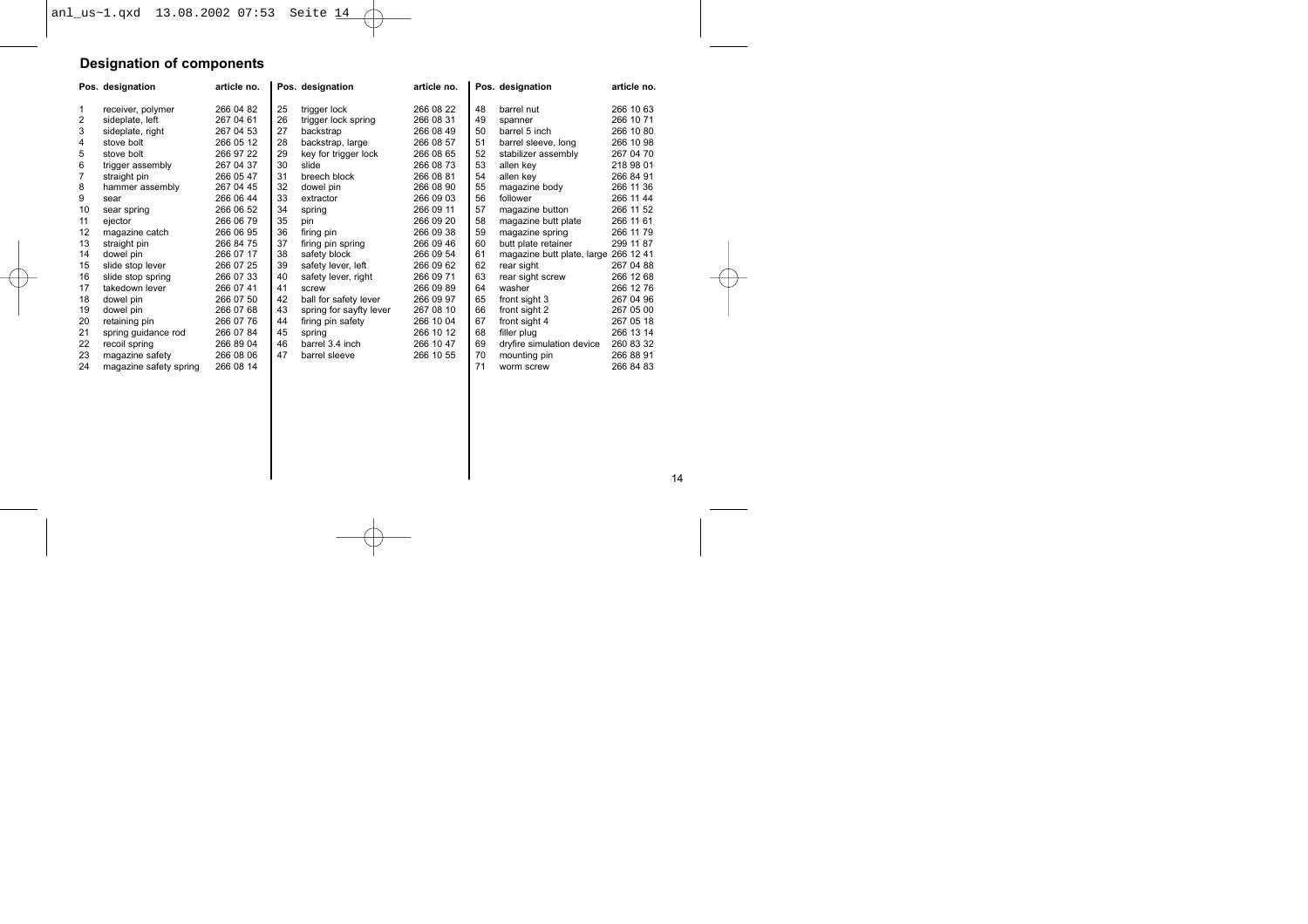## Designation of components

| Pos. | designation | article no. |
|---|---|---|
| 1 | receiver, polymer | 266 04 82 |
| 2 | sideplate, left | 267 04 61 |
| 3 | sideplate, right | 267 04 53 |
| 4 | stove bolt | 266 05 12 |
| 5 | stove bolt | 266 97 22 |
| 6 | trigger assembly | 267 04 37 |
| 7 | straight pin | 266 05 47 |
| 8 | hammer assembly | 267 04 45 |
| 9 | sear | 266 06 44 |
| 10 | sear spring | 266 06 52 |
| 11 | ejector | 266 06 79 |
| 12 | magazine catch | 266 06 95 |
| 13 | straight pin | 266 84 75 |
| 14 | dowel pin | 266 07 17 |
| 15 | slide stop lever | 266 07 25 |
| 16 | slide stop spring | 266 07 33 |
| 17 | takedown lever | 266 07 41 |
| 18 | dowel pin | 266 07 50 |
| 19 | dowel pin | 266 07 68 |
| 20 | retaining pin | 266 07 76 |
| 21 | spring guidance rod | 266 07 84 |
| 22 | recoil spring | 266 89 04 |
| 23 | magazine safety | 266 08 06 |
| 24 | magazine safety spring | 266 08 14 |

| Pos. | designation | article no. |
|---|---|---|
| 25 | trigger lock | 266 08 22 |
| 26 | trigger lock spring | 266 08 31 |
| 27 | backstrap | 266 08 49 |
| 28 | backstrap, large | 266 08 57 |
| 29 | key for trigger lock | 266 08 65 |
| 30 | slide | 266 08 73 |
| 31 | breech block | 266 08 81 |
| 32 | dowel pin | 266 08 90 |
| 33 | extractor | 266 09 03 |
| 34 | spring | 266 09 11 |
| 35 | pin | 266 09 20 |
| 36 | firing pin | 266 09 38 |
| 37 | firing pin spring | 266 09 46 |
| 38 | safety block | 266 09 54 |
| 39 | safety lever, left | 266 09 62 |
| 40 | safety lever, right | 266 09 71 |
| 41 | screw | 266 09 89 |
| 42 | ball for safety lever | 266 09 97 |
| 43 | spring for sayfty lever | 267 08 10 |
| 44 | firing pin safety | 266 10 04 |
| 45 | spring | 266 10 12 |
| 46 | barrel 3.4 inch | 266 10 47 |
| 47 | barrel sleeve | 266 10 55 |

| Pos. | designation | article no. |
|---|---|---|
| 48 | barrel nut | 266 10 63 |
| 49 | spanner | 266 10 71 |
| 50 | barrel 5 inch | 266 10 80 |
| 51 | barrel sleeve, long | 266 10 98 |
| 52 | stabilizer assembly | 267 04 70 |
| 53 | allen key | 218 98 01 |
| 54 | allen key | 266 84 91 |
| 55 | magazine body | 266 11 36 |
| 56 | follower | 266 11 44 |
| 57 | magazine button | 266 11 52 |
| 58 | magazine butt plate | 266 11 61 |
| 59 | magazine spring | 266 11 79 |
| 60 | butt plate retainer | 299 11 87 |
| 61 | magazine butt plate, large | 266 12 41 |
| 62 | rear sight | 267 04 88 |
| 63 | rear sight screw | 266 12 68 |
| 64 | washer | 266 12 76 |
| 65 | front sight 3 | 267 04 96 |
| 66 | front sight 2 | 267 05 00 |
| 67 | front sight 4 | 267 05 18 |
| 68 | filler plug | 266 13 14 |
| 69 | dryfire simulation device | 260 83 32 |
| 70 | mounting pin | 266 88 91 |
| 71 | worm screw | 266 84 83 |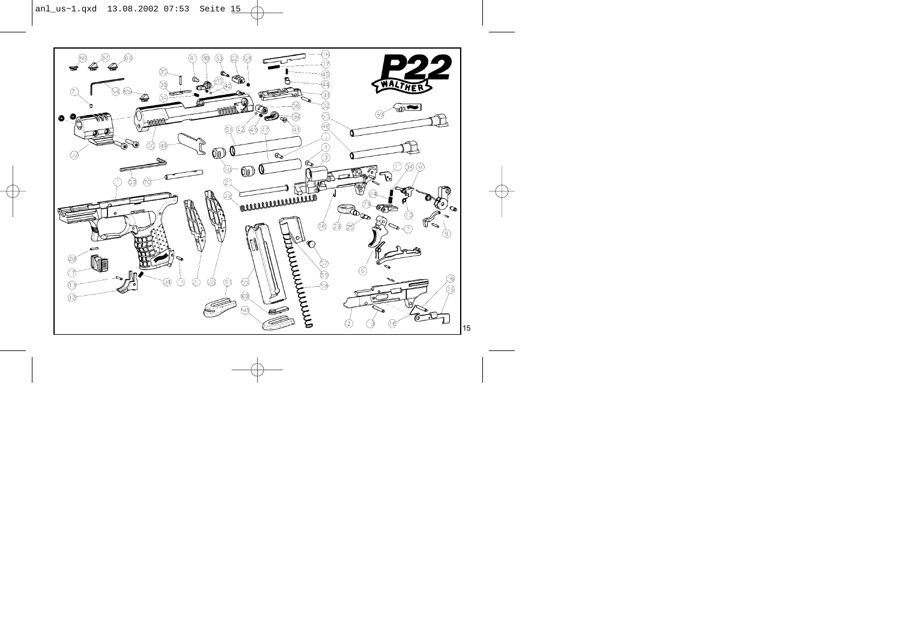P22

WALTHER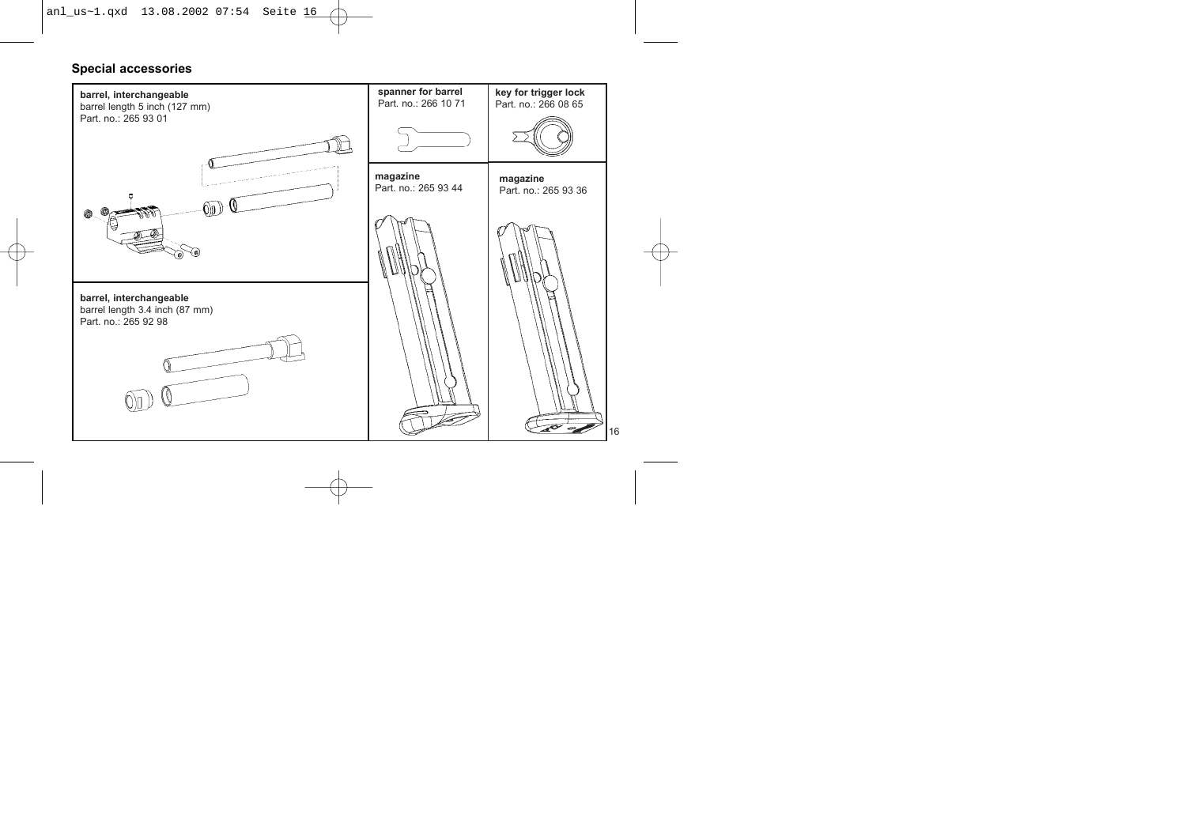## Special accessories

**barrel, interchangeable**
barrel length 5 inch (127 mm)
Part. no.: 265 93 01

**spanner for barrel**
Part. no.: 266 10 71

**key for trigger lock**
Part. no.: 266 08 65

**magazine**
Part. no.: 265 93 44

**magazine**
Part. no.: 265 93 36

**barrel, interchangeable**
barrel length 3.4 inch (87 mm)
Part. no.: 265 92 98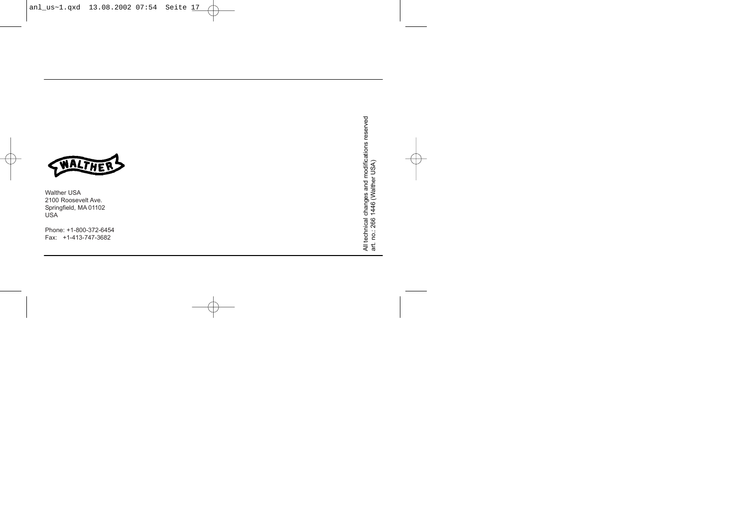WALTHER

Walther USA
2100 Roosevelt Ave.
Springfield, MA 01102
USA

Phone: +1-800-372-6454
Fax: +1-413-747-3682

All technical changes and modifications reserved
art. no.: 266 1446 (Walther USA)